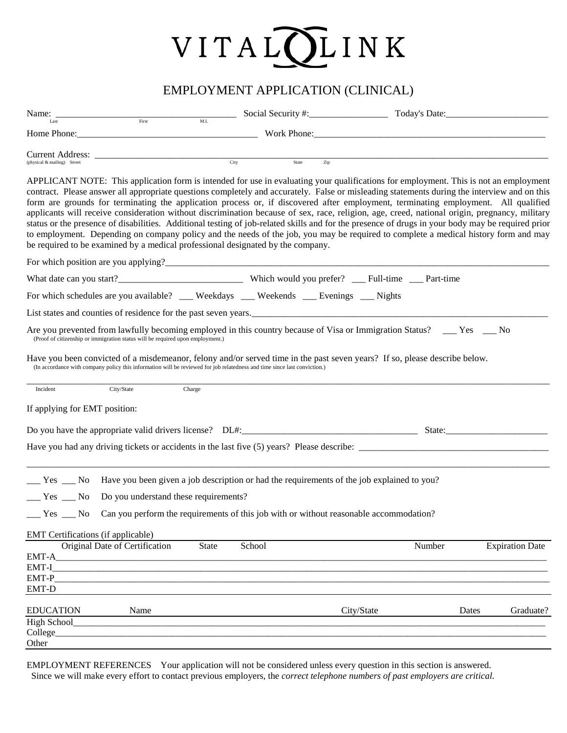# VITAL LINK

## EMPLOYMENT APPLICATION (CLINICAL)

Name: ______________________________________ Social Security #:_________________ Today's Date:______________________
Last First M.I.

Home Phone:________________________________________ Work Phone:____________________________________________________

Current Address: ____________________________________________________________________________________________
(physical & mailing) Street City State Zip

APPLICANT NOTE: This application form is intended for use in evaluating your qualifications for employment. This is not an employment contract. Please answer all appropriate questions completely and accurately. False or misleading statements during the interview and on this form are grounds for terminating the application process or, if discovered after employment, terminating employment. All qualified applicants will receive consideration without discrimination because of sex, race, religion, age, creed, national origin, pregnancy, military status or the presence of disabilities. Additional testing of job-related skills and for the presence of drugs in your body may be required prior to employment. Depending on company policy and the needs of the job, you may be required to complete a medical history form and may be required to be examined by a medical professional designated by the company.

For which position are you applying?__________________________________________________________________________

What date can you start?___________________________ Which would you prefer? ___ Full-time ___ Part-time

For which schedules are you available? ___ Weekdays ___ Weekends ___ Evenings ___ Nights

List states and counties of residence for the past seven years.________________________________________________________

Are you prevented from lawfully becoming employed in this country because of Visa or Immigration Status? ___ Yes ___ No
(Proof of citizenship or immigration status will be required upon employment.)

Have you been convicted of a misdemeanor, felony and/or served time in the past seven years? If so, please describe below.
(In accordance with company policy this information will be reviewed for job relatedness and time since last conviction.)

____________________________________________________________________________________________________
Incident City/State Charge

If applying for EMT position:

Do you have the appropriate valid drivers license? DL#:______________________________________ State:______________________

Have you had any driving tickets or accidents in the last five (5) years? Please describe: __________________________________________

____________________________________________________________________________________________________

___ Yes ___ No Have you been given a job description or had the requirements of the job explained to you?

___ Yes ___ No Do you understand these requirements?

___ Yes ___ No Can you perform the requirements of this job with or without reasonable accommodation?

EMT Certifications (if applicable)

| | Original Date of Certification | State | School | Number | Expiration Date |
|---|---|---|---|---|---|
| EMT-A | | | | | |
| EMT-I | | | | | |
| EMT-P | | | | | |
| EMT-D | | | | | |

| EDUCATION | Name | City/State | Dates | Graduate? |
|---|---|---|---|---|
| High School | | | | |
| College | | | | |
| Other | | | | |

EMPLOYMENT REFERENCES Your application will not be considered unless every question in this section is answered. Since we will make every effort to contact previous employers, the *correct telephone numbers of past employers are critical.*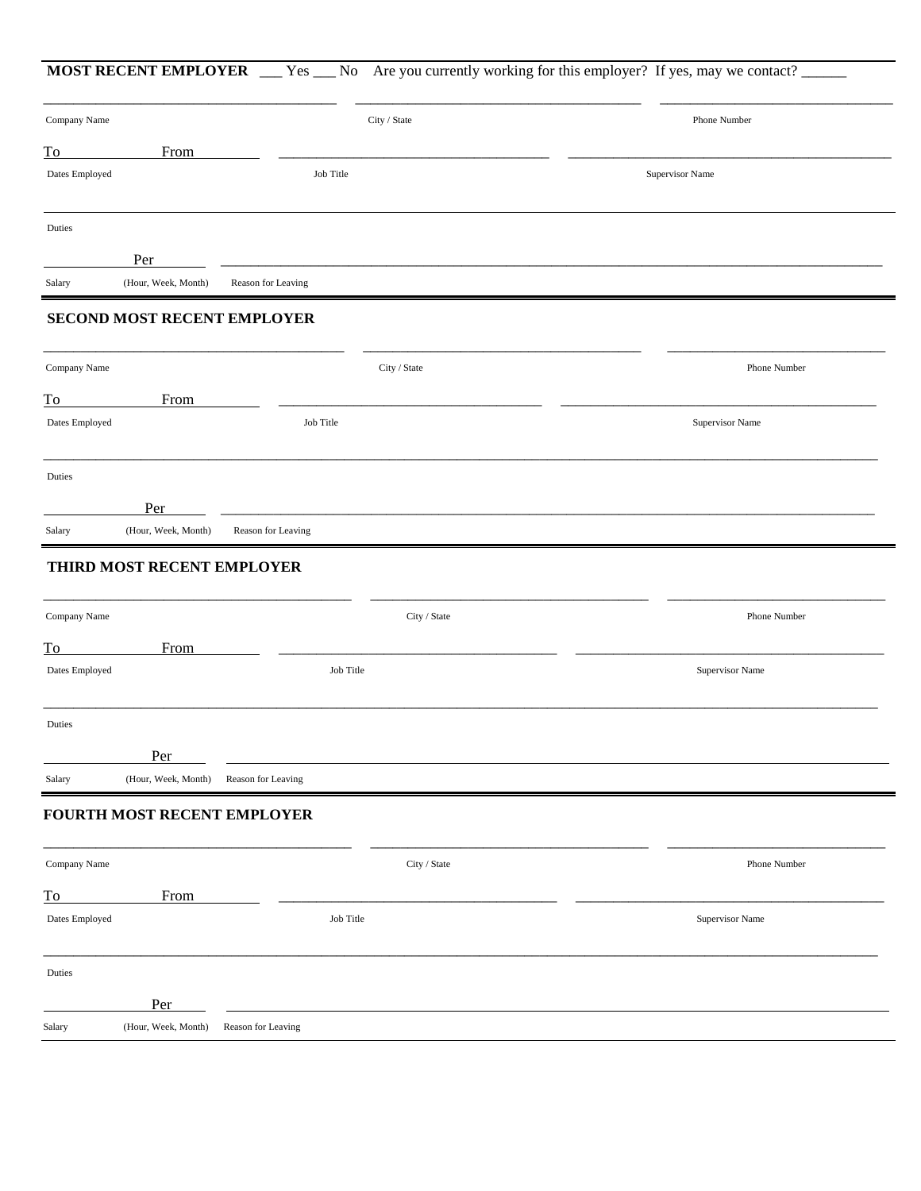**MOST RECENT EMPLOYER** \_\_\_ Yes \_\_\_ No Are you currently working for this employer? If yes, may we contact? \_\_\_\_\_\_

Company Name | City / State | Phone Number

To From

Dates Employed | Job Title | Supervisor Name

Duties

Per

Salary (Hour, Week, Month) Reason for Leaving

**SECOND MOST RECENT EMPLOYER**

Company Name | City / State | Phone Number

To From

Dates Employed | Job Title | Supervisor Name

Duties

Per

Salary (Hour, Week, Month) Reason for Leaving

**THIRD MOST RECENT EMPLOYER**

Company Name | City / State | Phone Number

To From

Dates Employed | Job Title | Supervisor Name

Duties

Per

Salary (Hour, Week, Month) Reason for Leaving

**FOURTH MOST RECENT EMPLOYER**

Company Name | City / State | Phone Number

To From

Dates Employed | Job Title | Supervisor Name

Duties

Per

Salary (Hour, Week, Month) Reason for Leaving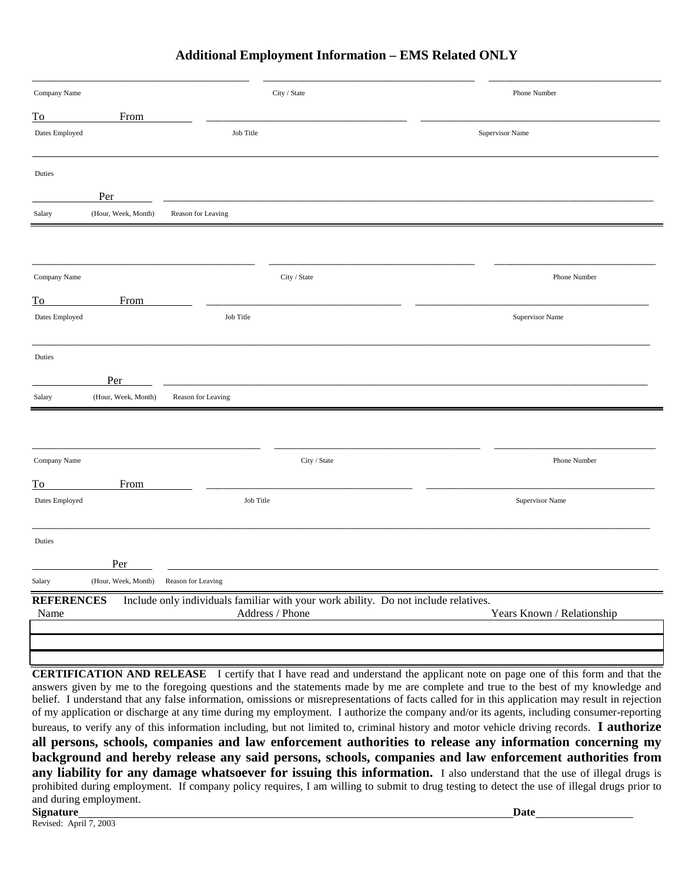## Additional Employment Information – EMS Related ONLY

Company Name ____________ City / State ____________ Phone Number ____________

To ______ From ______ Dates Employed ____________ Job Title ____________ Supervisor Name ____________

Duties ____________

______ Per ______ Salary (Hour, Week, Month) ____________ Reason for Leaving ____________

---

Company Name ____________ City / State ____________ Phone Number ____________

To ______ From ______ Dates Employed ____________ Job Title ____________ Supervisor Name ____________

Duties ____________

______ Per ______ Salary (Hour, Week, Month) ____________ Reason for Leaving ____________

---

Company Name ____________ City / State ____________ Phone Number ____________

To ______ From ______ Dates Employed ____________ Job Title ____________ Supervisor Name ____________

Duties ____________

______ Per ______ Salary (Hour, Week, Month) ____________ Reason for Leaving ____________

---

**REFERENCES** Include only individuals familiar with your work ability. Do not include relatives.

| Name | Address / Phone | Years Known / Relationship |
|---|---|---|
| | | |
| | | |
| | | |

**CERTIFICATION AND RELEASE** I certify that I have read and understand the applicant note on page one of this form and that the answers given by me to the foregoing questions and the statements made by me are complete and true to the best of my knowledge and belief. I understand that any false information, omissions or misrepresentations of facts called for in this application may result in rejection of my application or discharge at any time during my employment. I authorize the company and/or its agents, including consumer-reporting bureaus, to verify any of this information including, but not limited to, criminal history and motor vehicle driving records. **I authorize all persons, schools, companies and law enforcement authorities to release any information concerning my background and hereby release any said persons, schools, companies and law enforcement authorities from any liability for any damage whatsoever for issuing this information.** I also understand that the use of illegal drugs is prohibited during employment. If company policy requires, I am willing to submit to drug testing to detect the use of illegal drugs prior to and during employment.

**Signature** ____________________________ **Date** ____________

Revised: April 7, 2003